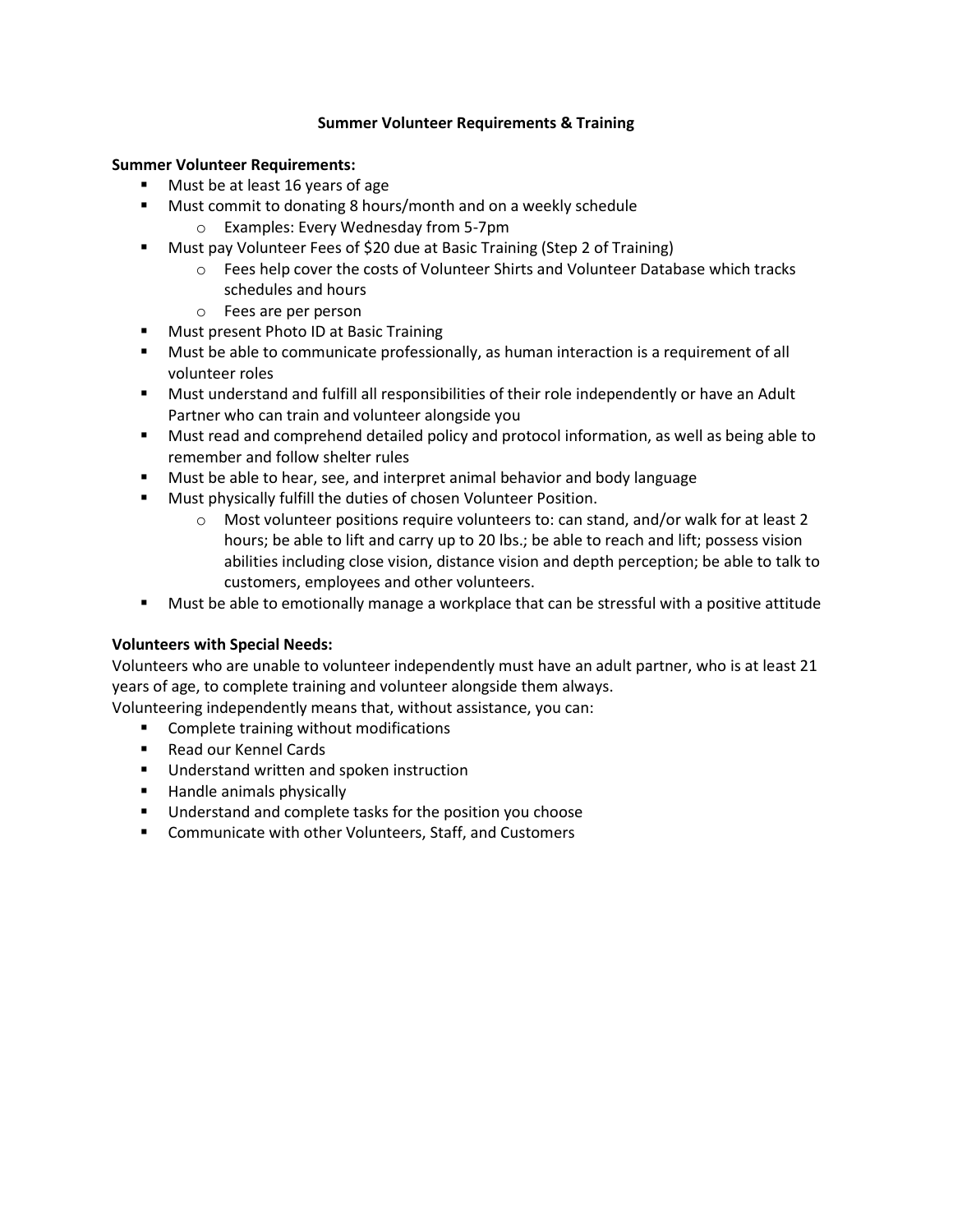# Summary Volunteer Requirements & Training

**Summer Volunteer Requirements:**

- Must be at least 16 years of age
- Must commit to donating 8 hours/month and on a weekly schedule
  - Examples: Every Wednesday from 5-7pm
- Must pay Volunteer Fees of $20 due at Basic Training (Step 2 of Training)
  - Fees help cover the costs of Volunteer Shirts and Volunteer Database which tracks schedules and hours
  - Fees are per person
- Must present Photo ID at Basic Training
- Must be able to communicate professionally, as human interaction is a requirement of all volunteer roles
- Must understand and fulfill all responsibilities of their role independently or have an Adult Partner who can train and volunteer alongside you
- Must read and comprehend detailed policy and protocol information, as well as being able to remember and follow shelter rules
- Must be able to hear, see, and interpret animal behavior and body language
- Must physically fulfill the duties of chosen Volunteer Position.
  - Most volunteer positions require volunteers to: can stand, and/or walk for at least 2 hours; be able to lift and carry up to 20 lbs.; be able to reach and lift; possess vision abilities including close vision, distance vision and depth perception; be able to talk to customers, employees and other volunteers.
- Must be able to emotionally manage a workplace that can be stressful with a positive attitude

**Volunteers with Special Needs:**

Volunteers who are unable to volunteer independently must have an adult partner, who is at least 21 years of age, to complete training and volunteer alongside them always.

Volunteering independently means that, without assistance, you can:

- Complete training without modifications
- Read our Kennel Cards
- Understand written and spoken instruction
- Handle animals physically
- Understand and complete tasks for the position you choose
- Communicate with other Volunteers, Staff, and Customers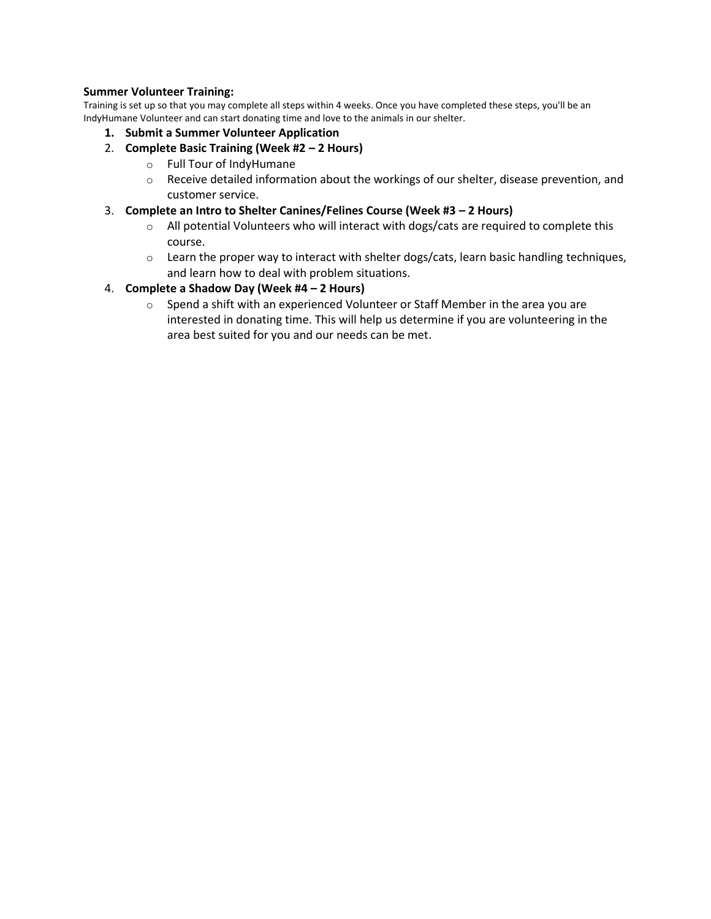**Summary Volunteer Training:**

Training is set up so that you may complete all steps within 4 weeks. Once you have completed these steps, you'll be an IndyHumane Volunteer and can start donating time and love to the animals in our shelter.

1. **Submit a Summer Volunteer Application**
2. **Complete Basic Training (Week #2 – 2 Hours)**
   - Full Tour of IndyHumane
   - Receive detailed information about the workings of our shelter, disease prevention, and customer service.
3. **Complete an Intro to Shelter Canines/Felines Course (Week #3 – 2 Hours)**
   - All potential Volunteers who will interact with dogs/cats are required to complete this course.
   - Learn the proper way to interact with shelter dogs/cats, learn basic handling techniques, and learn how to deal with problem situations.
4. **Complete a Shadow Day (Week #4 – 2 Hours)**
   - Spend a shift with an experienced Volunteer or Staff Member in the area you are interested in donating time. This will help us determine if you are volunteering in the area best suited for you and our needs can be met.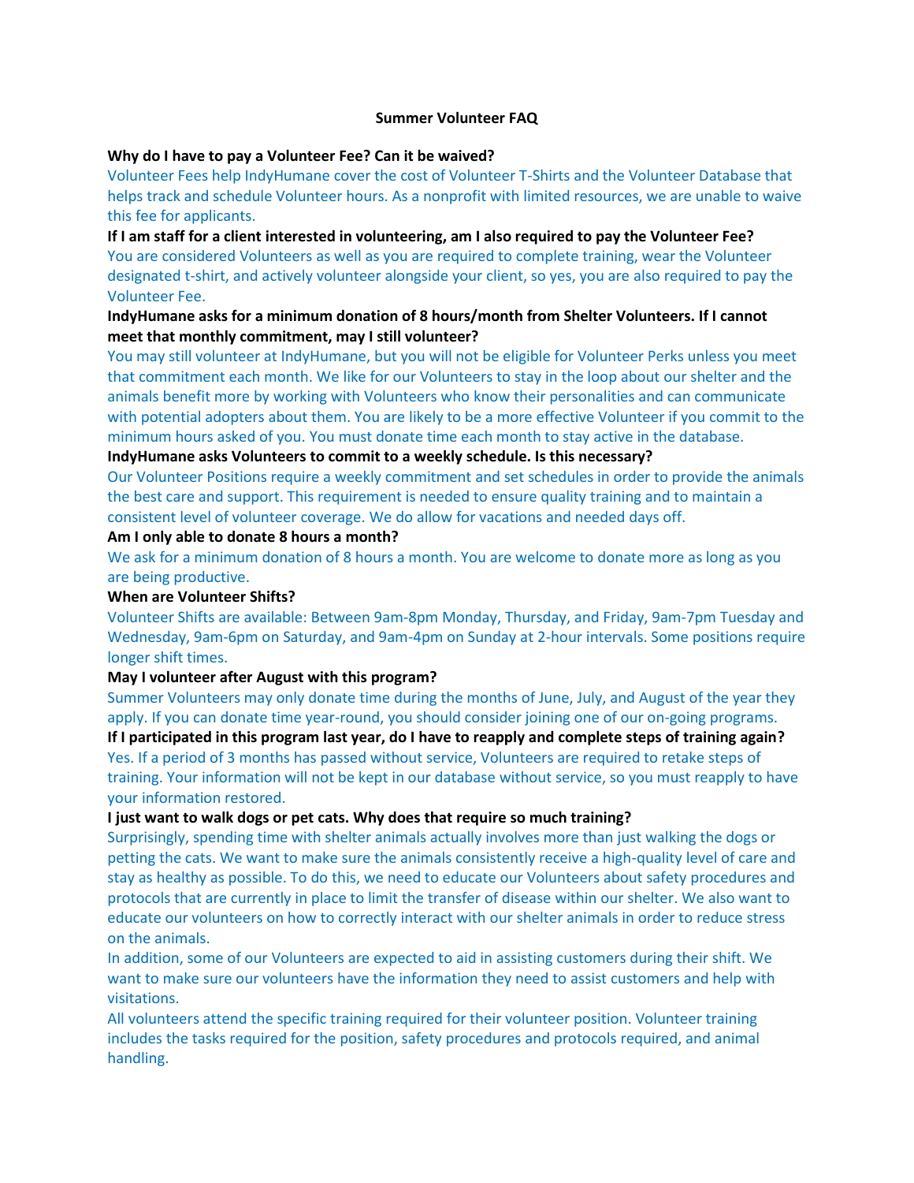## Summer Volunteer FAQ

**Why do I have to pay a Volunteer Fee? Can it be waived?**

Volunteer Fees help IndyHumane cover the cost of Volunteer T-Shirts and the Volunteer Database that helps track and schedule Volunteer hours. As a nonprofit with limited resources, we are unable to waive this fee for applicants.

**If I am staff for a client interested in volunteering, am I also required to pay the Volunteer Fee?**

You are considered Volunteers as well as you are required to complete training, wear the Volunteer designated t-shirt, and actively volunteer alongside your client, so yes, you are also required to pay the Volunteer Fee.

**IndyHumane asks for a minimum donation of 8 hours/month from Shelter Volunteers. If I cannot meet that monthly commitment, may I still volunteer?**

You may still volunteer at IndyHumane, but you will not be eligible for Volunteer Perks unless you meet that commitment each month. We like for our Volunteers to stay in the loop about our shelter and the animals benefit more by working with Volunteers who know their personalities and can communicate with potential adopters about them. You are likely to be a more effective Volunteer if you commit to the minimum hours asked of you. You must donate time each month to stay active in the database.

**IndyHumane asks Volunteers to commit to a weekly schedule. Is this necessary?**

Our Volunteer Positions require a weekly commitment and set schedules in order to provide the animals the best care and support. This requirement is needed to ensure quality training and to maintain a consistent level of volunteer coverage. We do allow for vacations and needed days off.

**Am I only able to donate 8 hours a month?**

We ask for a minimum donation of 8 hours a month. You are welcome to donate more as long as you are being productive.

**When are Volunteer Shifts?**

Volunteer Shifts are available: Between 9am-8pm Monday, Thursday, and Friday, 9am-7pm Tuesday and Wednesday, 9am-6pm on Saturday, and 9am-4pm on Sunday at 2-hour intervals. Some positions require longer shift times.

**May I volunteer after August with this program?**

Summer Volunteers may only donate time during the months of June, July, and August of the year they apply. If you can donate time year-round, you should consider joining one of our on-going programs.

**If I participated in this program last year, do I have to reapply and complete steps of training again?**

Yes. If a period of 3 months has passed without service, Volunteers are required to retake steps of training. Your information will not be kept in our database without service, so you must reapply to have your information restored.

**I just want to walk dogs or pet cats. Why does that require so much training?**

Surprisingly, spending time with shelter animals actually involves more than just walking the dogs or petting the cats. We want to make sure the animals consistently receive a high-quality level of care and stay as healthy as possible. To do this, we need to educate our Volunteers about safety procedures and protocols that are currently in place to limit the transfer of disease within our shelter. We also want to educate our volunteers on how to correctly interact with our shelter animals in order to reduce stress on the animals.

In addition, some of our Volunteers are expected to aid in assisting customers during their shift. We want to make sure our volunteers have the information they need to assist customers and help with visitations.

All volunteers attend the specific training required for their volunteer position. Volunteer training includes the tasks required for the position, safety procedures and protocols required, and animal handling.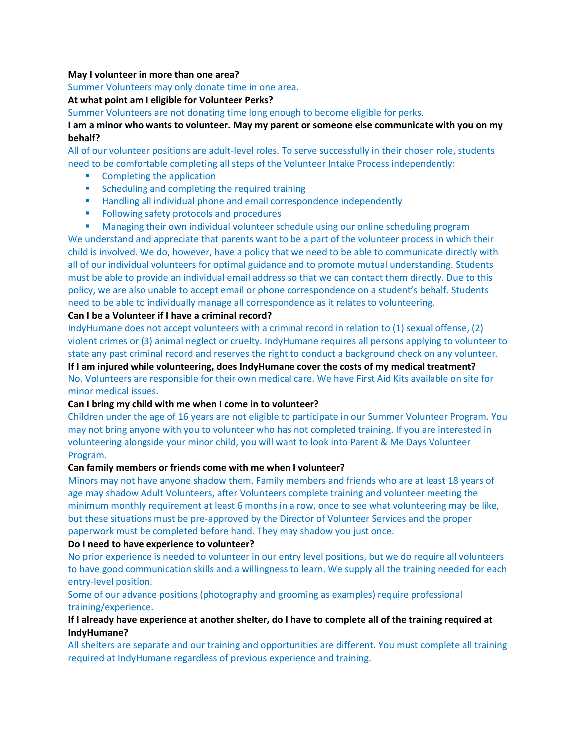**May I volunteer in more than one area?**

Summer Volunteers may only donate time in one area.

**At what point am I eligible for Volunteer Perks?**

Summer Volunteers are not donating time long enough to become eligible for perks.

**I am a minor who wants to volunteer. May my parent or someone else communicate with you on my behalf?**

All of our volunteer positions are adult-level roles. To serve successfully in their chosen role, students need to be comfortable completing all steps of the Volunteer Intake Process independently:

- Completing the application
- Scheduling and completing the required training
- Handling all individual phone and email correspondence independently
- Following safety protocols and procedures
- Managing their own individual volunteer schedule using our online scheduling program

We understand and appreciate that parents want to be a part of the volunteer process in which their child is involved. We do, however, have a policy that we need to be able to communicate directly with all of our individual volunteers for optimal guidance and to promote mutual understanding. Students must be able to provide an individual email address so that we can contact them directly. Due to this policy, we are also unable to accept email or phone correspondence on a student's behalf. Students need to be able to individually manage all correspondence as it relates to volunteering.

**Can I be a Volunteer if I have a criminal record?**

IndyHumane does not accept volunteers with a criminal record in relation to (1) sexual offense, (2) violent crimes or (3) animal neglect or cruelty. IndyHumane requires all persons applying to volunteer to state any past criminal record and reserves the right to conduct a background check on any volunteer.

**If I am injured while volunteering, does IndyHumane cover the costs of my medical treatment?**

No. Volunteers are responsible for their own medical care. We have First Aid Kits available on site for minor medical issues.

**Can I bring my child with me when I come in to volunteer?**

Children under the age of 16 years are not eligible to participate in our Summer Volunteer Program. You may not bring anyone with you to volunteer who has not completed training. If you are interested in volunteering alongside your minor child, you will want to look into Parent & Me Days Volunteer Program.

**Can family members or friends come with me when I volunteer?**

Minors may not have anyone shadow them. Family members and friends who are at least 18 years of age may shadow Adult Volunteers, after Volunteers complete training and volunteer meeting the minimum monthly requirement at least 6 months in a row, once to see what volunteering may be like, but these situations must be pre-approved by the Director of Volunteer Services and the proper paperwork must be completed before hand. They may shadow you just once.

**Do I need to have experience to volunteer?**

No prior experience is needed to volunteer in our entry level positions, but we do require all volunteers to have good communication skills and a willingness to learn. We supply all the training needed for each entry-level position.

Some of our advance positions (photography and grooming as examples) require professional training/experience.

**If I already have experience at another shelter, do I have to complete all of the training required at IndyHumane?**

All shelters are separate and our training and opportunities are different. You must complete all training required at IndyHumane regardless of previous experience and training.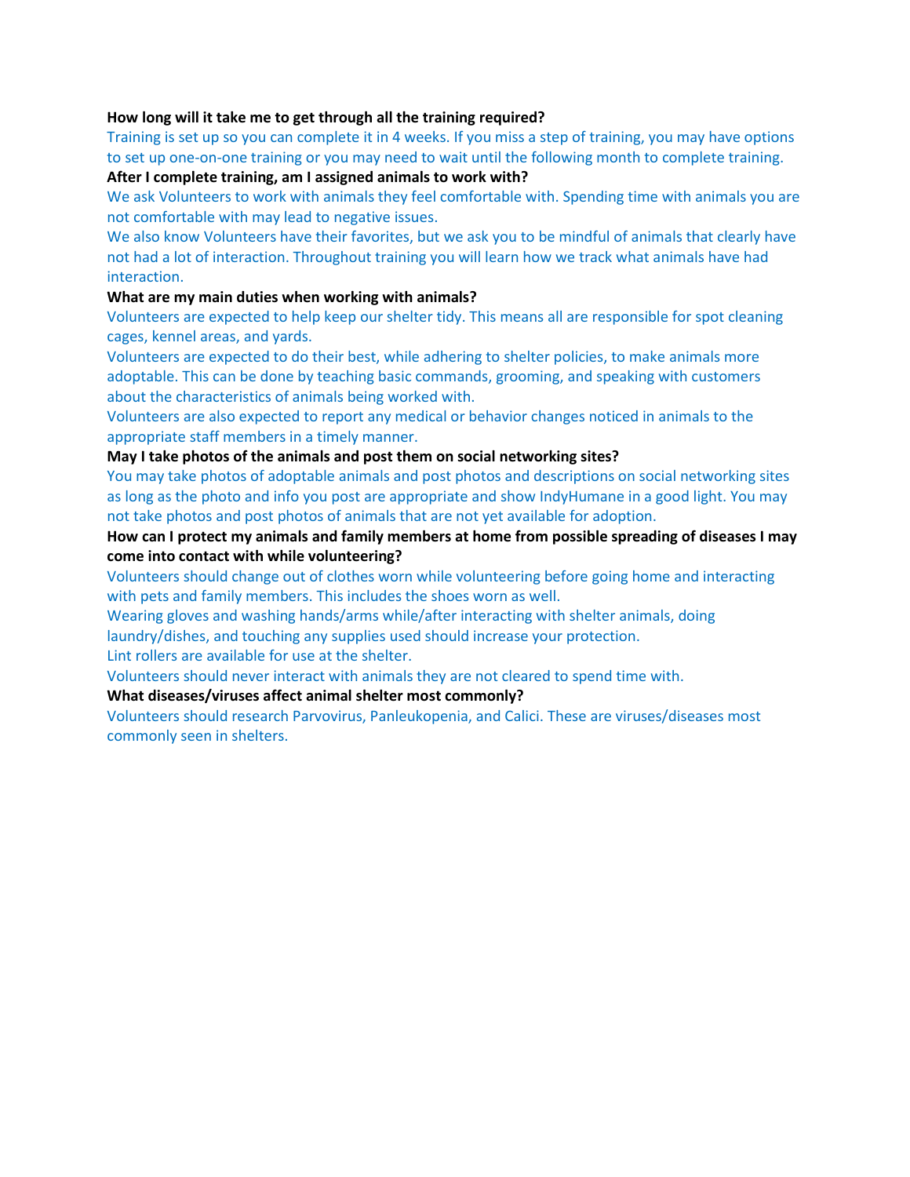**How long will it take me to get through all the training required?**

Training is set up so you can complete it in 4 weeks. If you miss a step of training, you may have options to set up one-on-one training or you may need to wait until the following month to complete training.

**After I complete training, am I assigned animals to work with?**

We ask Volunteers to work with animals they feel comfortable with. Spending time with animals you are not comfortable with may lead to negative issues.

We also know Volunteers have their favorites, but we ask you to be mindful of animals that clearly have not had a lot of interaction. Throughout training you will learn how we track what animals have had interaction.

**What are my main duties when working with animals?**

Volunteers are expected to help keep our shelter tidy. This means all are responsible for spot cleaning cages, kennel areas, and yards.

Volunteers are expected to do their best, while adhering to shelter policies, to make animals more adoptable. This can be done by teaching basic commands, grooming, and speaking with customers about the characteristics of animals being worked with.

Volunteers are also expected to report any medical or behavior changes noticed in animals to the appropriate staff members in a timely manner.

**May I take photos of the animals and post them on social networking sites?**

You may take photos of adoptable animals and post photos and descriptions on social networking sites as long as the photo and info you post are appropriate and show IndyHumane in a good light. You may not take photos and post photos of animals that are not yet available for adoption.

**How can I protect my animals and family members at home from possible spreading of diseases I may come into contact with while volunteering?**

Volunteers should change out of clothes worn while volunteering before going home and interacting with pets and family members. This includes the shoes worn as well.

Wearing gloves and washing hands/arms while/after interacting with shelter animals, doing laundry/dishes, and touching any supplies used should increase your protection.

Lint rollers are available for use at the shelter.

Volunteers should never interact with animals they are not cleared to spend time with.

**What diseases/viruses affect animal shelter most commonly?**

Volunteers should research Parvovirus, Panleukopenia, and Calici. These are viruses/diseases most commonly seen in shelters.